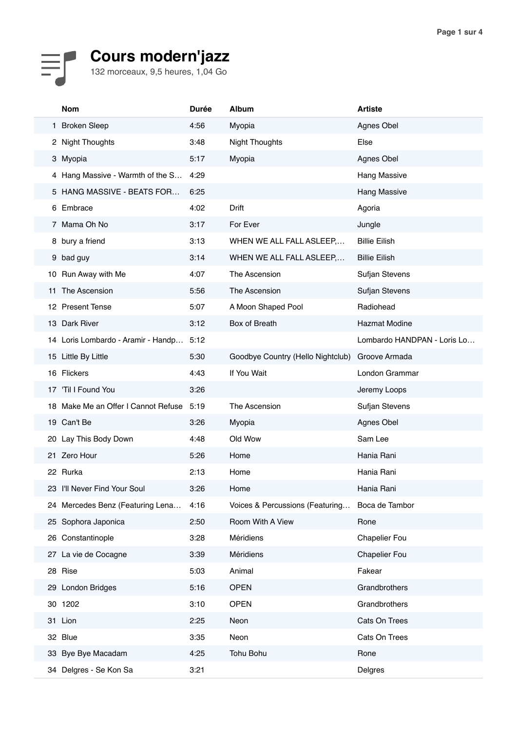# Cours modern'jazz

132 morceaux, 9,5 heures, 1,04 Go

| | Nom | Durée | Album | Artiste |
|---|---|---|---|---|
| 1 | Broken Sleep | 4:56 | Myopia | Agnes Obel |
| 2 | Night Thoughts | 3:48 | Night Thoughts | Else |
| 3 | Myopia | 5:17 | Myopia | Agnes Obel |
| 4 | Hang Massive - Warmth of the S… | 4:29 | | Hang Massive |
| 5 | HANG MASSIVE - BEATS FOR… | 6:25 | | Hang Massive |
| 6 | Embrace | 4:02 | Drift | Agoria |
| 7 | Mama Oh No | 3:17 | For Ever | Jungle |
| 8 | bury a friend | 3:13 | WHEN WE ALL FALL ASLEEP,… | Billie Eilish |
| 9 | bad guy | 3:14 | WHEN WE ALL FALL ASLEEP,… | Billie Eilish |
| 10 | Run Away with Me | 4:07 | The Ascension | Sufjan Stevens |
| 11 | The Ascension | 5:56 | The Ascension | Sufjan Stevens |
| 12 | Present Tense | 5:07 | A Moon Shaped Pool | Radiohead |
| 13 | Dark River | 3:12 | Box of Breath | Hazmat Modine |
| 14 | Loris Lombardo - Aramir - Handp… | 5:12 | | Lombardo HANDPAN - Loris Lo… |
| 15 | Little By Little | 5:30 | Goodbye Country (Hello Nightclub) | Groove Armada |
| 16 | Flickers | 4:43 | If You Wait | London Grammar |
| 17 | 'Til I Found You | 3:26 | | Jeremy Loops |
| 18 | Make Me an Offer I Cannot Refuse | 5:19 | The Ascension | Sufjan Stevens |
| 19 | Can't Be | 3:26 | Myopia | Agnes Obel |
| 20 | Lay This Body Down | 4:48 | Old Wow | Sam Lee |
| 21 | Zero Hour | 5:26 | Home | Hania Rani |
| 22 | Rurka | 2:13 | Home | Hania Rani |
| 23 | I'll Never Find Your Soul | 3:26 | Home | Hania Rani |
| 24 | Mercedes Benz (Featuring Lena… | 4:16 | Voices & Percussions (Featuring… | Boca de Tambor |
| 25 | Sophora Japonica | 2:50 | Room With A View | Rone |
| 26 | Constantinople | 3:28 | Méridiens | Chapelier Fou |
| 27 | La vie de Cocagne | 3:39 | Méridiens | Chapelier Fou |
| 28 | Rise | 5:03 | Animal | Fakear |
| 29 | London Bridges | 5:16 | OPEN | Grandbrothers |
| 30 | 1202 | 3:10 | OPEN | Grandbrothers |
| 31 | Lion | 2:25 | Neon | Cats On Trees |
| 32 | Blue | 3:35 | Neon | Cats On Trees |
| 33 | Bye Bye Macadam | 4:25 | Tohu Bohu | Rone |
| 34 | Delgres - Se Kon Sa | 3:21 | | Delgres |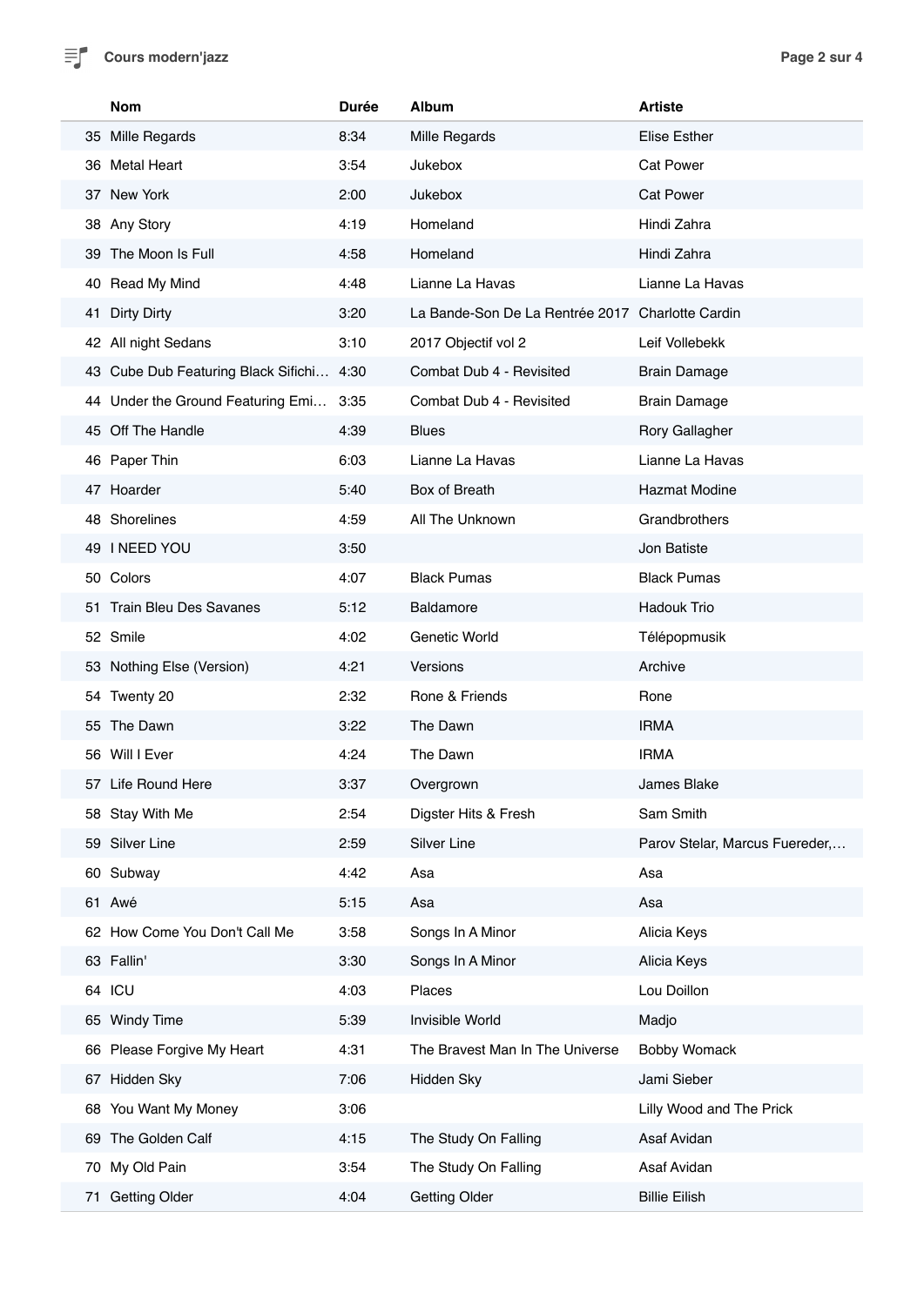| | Nom | Durée | Album | Artiste |
|---|---|---|---|---|
| 35 | Mille Regards | 8:34 | Mille Regards | Elise Esther |
| 36 | Metal Heart | 3:54 | Jukebox | Cat Power |
| 37 | New York | 2:00 | Jukebox | Cat Power |
| 38 | Any Story | 4:19 | Homeland | Hindi Zahra |
| 39 | The Moon Is Full | 4:58 | Homeland | Hindi Zahra |
| 40 | Read My Mind | 4:48 | Lianne La Havas | Lianne La Havas |
| 41 | Dirty Dirty | 3:20 | La Bande-Son De La Rentrée 2017 | Charlotte Cardin |
| 42 | All night Sedans | 3:10 | 2017 Objectif vol 2 | Leif Vollebekk |
| 43 | Cube Dub Featuring Black Sifichi… | 4:30 | Combat Dub 4 - Revisited | Brain Damage |
| 44 | Under the Ground Featuring Emi… | 3:35 | Combat Dub 4 - Revisited | Brain Damage |
| 45 | Off The Handle | 4:39 | Blues | Rory Gallagher |
| 46 | Paper Thin | 6:03 | Lianne La Havas | Lianne La Havas |
| 47 | Hoarder | 5:40 | Box of Breath | Hazmat Modine |
| 48 | Shorelines | 4:59 | All The Unknown | Grandbrothers |
| 49 | I NEED YOU | 3:50 | | Jon Batiste |
| 50 | Colors | 4:07 | Black Pumas | Black Pumas |
| 51 | Train Bleu Des Savanes | 5:12 | Baldamore | Hadouk Trio |
| 52 | Smile | 4:02 | Genetic World | Télépopmusik |
| 53 | Nothing Else (Version) | 4:21 | Versions | Archive |
| 54 | Twenty 20 | 2:32 | Rone & Friends | Rone |
| 55 | The Dawn | 3:22 | The Dawn | IRMA |
| 56 | Will I Ever | 4:24 | The Dawn | IRMA |
| 57 | Life Round Here | 3:37 | Overgrown | James Blake |
| 58 | Stay With Me | 2:54 | Digster Hits & Fresh | Sam Smith |
| 59 | Silver Line | 2:59 | Silver Line | Parov Stelar, Marcus Fuereder,… |
| 60 | Subway | 4:42 | Asa | Asa |
| 61 | Awé | 5:15 | Asa | Asa |
| 62 | How Come You Don't Call Me | 3:58 | Songs In A Minor | Alicia Keys |
| 63 | Fallin' | 3:30 | Songs In A Minor | Alicia Keys |
| 64 | ICU | 4:03 | Places | Lou Doillon |
| 65 | Windy Time | 5:39 | Invisible World | Madjo |
| 66 | Please Forgive My Heart | 4:31 | The Bravest Man In The Universe | Bobby Womack |
| 67 | Hidden Sky | 7:06 | Hidden Sky | Jami Sieber |
| 68 | You Want My Money | 3:06 | | Lilly Wood and The Prick |
| 69 | The Golden Calf | 4:15 | The Study On Falling | Asaf Avidan |
| 70 | My Old Pain | 3:54 | The Study On Falling | Asaf Avidan |
| 71 | Getting Older | 4:04 | Getting Older | Billie Eilish |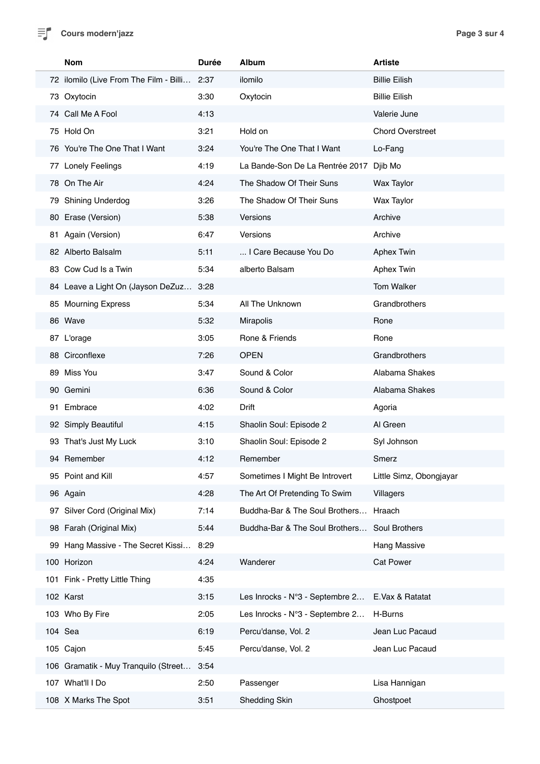| | Nom | Durée | Album | Artiste |
|---|---|---|---|---|
| 72 | ilomilo (Live From The Film - Billi… | 2:37 | ilomilo | Billie Eilish |
| 73 | Oxytocin | 3:30 | Oxytocin | Billie Eilish |
| 74 | Call Me A Fool | 4:13 | | Valerie June |
| 75 | Hold On | 3:21 | Hold on | Chord Overstreet |
| 76 | You're The One That I Want | 3:24 | You're The One That I Want | Lo-Fang |
| 77 | Lonely Feelings | 4:19 | La Bande-Son De La Rentrée 2017 | Djib Mo |
| 78 | On The Air | 4:24 | The Shadow Of Their Suns | Wax Taylor |
| 79 | Shining Underdog | 3:26 | The Shadow Of Their Suns | Wax Taylor |
| 80 | Erase (Version) | 5:38 | Versions | Archive |
| 81 | Again (Version) | 6:47 | Versions | Archive |
| 82 | Alberto Balsalm | 5:11 | ... I Care Because You Do | Aphex Twin |
| 83 | Cow Cud Is a Twin | 5:34 | alberto Balsam | Aphex Twin |
| 84 | Leave a Light On (Jayson DeZuz… | 3:28 | | Tom Walker |
| 85 | Mourning Express | 5:34 | All The Unknown | Grandbrothers |
| 86 | Wave | 5:32 | Mirapolis | Rone |
| 87 | L'orage | 3:05 | Rone & Friends | Rone |
| 88 | Circonflexe | 7:26 | OPEN | Grandbrothers |
| 89 | Miss You | 3:47 | Sound & Color | Alabama Shakes |
| 90 | Gemini | 6:36 | Sound & Color | Alabama Shakes |
| 91 | Embrace | 4:02 | Drift | Agoria |
| 92 | Simply Beautiful | 4:15 | Shaolin Soul: Episode 2 | Al Green |
| 93 | That's Just My Luck | 3:10 | Shaolin Soul: Episode 2 | Syl Johnson |
| 94 | Remember | 4:12 | Remember | Smerz |
| 95 | Point and Kill | 4:57 | Sometimes I Might Be Introvert | Little Simz, Obongjayar |
| 96 | Again | 4:28 | The Art Of Pretending To Swim | Villagers |
| 97 | Silver Cord (Original Mix) | 7:14 | Buddha-Bar & The Soul Brothers… | Hraach |
| 98 | Farah (Original Mix) | 5:44 | Buddha-Bar & The Soul Brothers… | Soul Brothers |
| 99 | Hang Massive - The Secret Kissi… | 8:29 | | Hang Massive |
| 100 | Horizon | 4:24 | Wanderer | Cat Power |
| 101 | Fink - Pretty Little Thing | 4:35 | | |
| 102 | Karst | 3:15 | Les Inrocks - N°3 - Septembre 2… | E.Vax & Ratatat |
| 103 | Who By Fire | 2:05 | Les Inrocks - N°3 - Septembre 2… | H-Burns |
| 104 | Sea | 6:19 | Percu'danse, Vol. 2 | Jean Luc Pacaud |
| 105 | Cajon | 5:45 | Percu'danse, Vol. 2 | Jean Luc Pacaud |
| 106 | Gramatik - Muy Tranquilo (Street… | 3:54 | | |
| 107 | What'll I Do | 2:50 | Passenger | Lisa Hannigan |
| 108 | X Marks The Spot | 3:51 | Shedding Skin | Ghostpoet |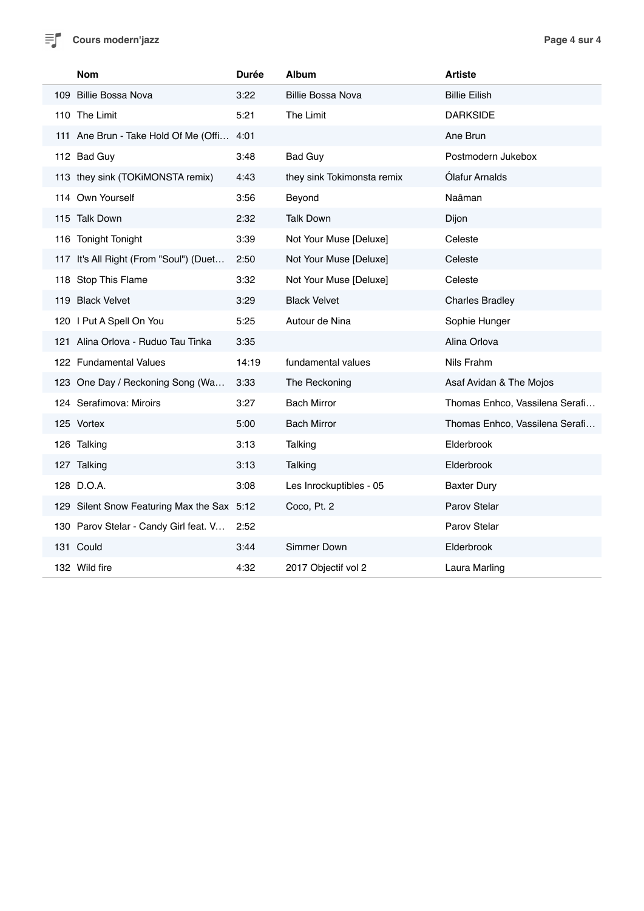| | Nom | Durée | Album | Artiste |
|---|---|---|---|---|
| 109 | Billie Bossa Nova | 3:22 | Billie Bossa Nova | Billie Eilish |
| 110 | The Limit | 5:21 | The Limit | DARKSIDE |
| 111 | Ane Brun - Take Hold Of Me (Offi… | 4:01 | | Ane Brun |
| 112 | Bad Guy | 3:48 | Bad Guy | Postmodern Jukebox |
| 113 | they sink (TOKiMONSTA remix) | 4:43 | they sink Tokimonsta remix | Ólafur Arnalds |
| 114 | Own Yourself | 3:56 | Beyond | Naâman |
| 115 | Talk Down | 2:32 | Talk Down | Dijon |
| 116 | Tonight Tonight | 3:39 | Not Your Muse [Deluxe] | Celeste |
| 117 | It's All Right (From "Soul") (Duet… | 2:50 | Not Your Muse [Deluxe] | Celeste |
| 118 | Stop This Flame | 3:32 | Not Your Muse [Deluxe] | Celeste |
| 119 | Black Velvet | 3:29 | Black Velvet | Charles Bradley |
| 120 | I Put A Spell On You | 5:25 | Autour de Nina | Sophie Hunger |
| 121 | Alina Orlova - Ruduo Tau Tinka | 3:35 | | Alina Orlova |
| 122 | Fundamental Values | 14:19 | fundamental values | Nils Frahm |
| 123 | One Day / Reckoning Song (Wa… | 3:33 | The Reckoning | Asaf Avidan & The Mojos |
| 124 | Serafimova: Miroirs | 3:27 | Bach Mirror | Thomas Enhco, Vassilena Serafi… |
| 125 | Vortex | 5:00 | Bach Mirror | Thomas Enhco, Vassilena Serafi… |
| 126 | Talking | 3:13 | Talking | Elderbrook |
| 127 | Talking | 3:13 | Talking | Elderbrook |
| 128 | D.O.A. | 3:08 | Les Inrockuptibles - 05 | Baxter Dury |
| 129 | Silent Snow Featuring Max the Sax | 5:12 | Coco, Pt. 2 | Parov Stelar |
| 130 | Parov Stelar - Candy Girl feat. V… | 2:52 | | Parov Stelar |
| 131 | Could | 3:44 | Simmer Down | Elderbrook |
| 132 | Wild fire | 4:32 | 2017 Objectif vol 2 | Laura Marling |